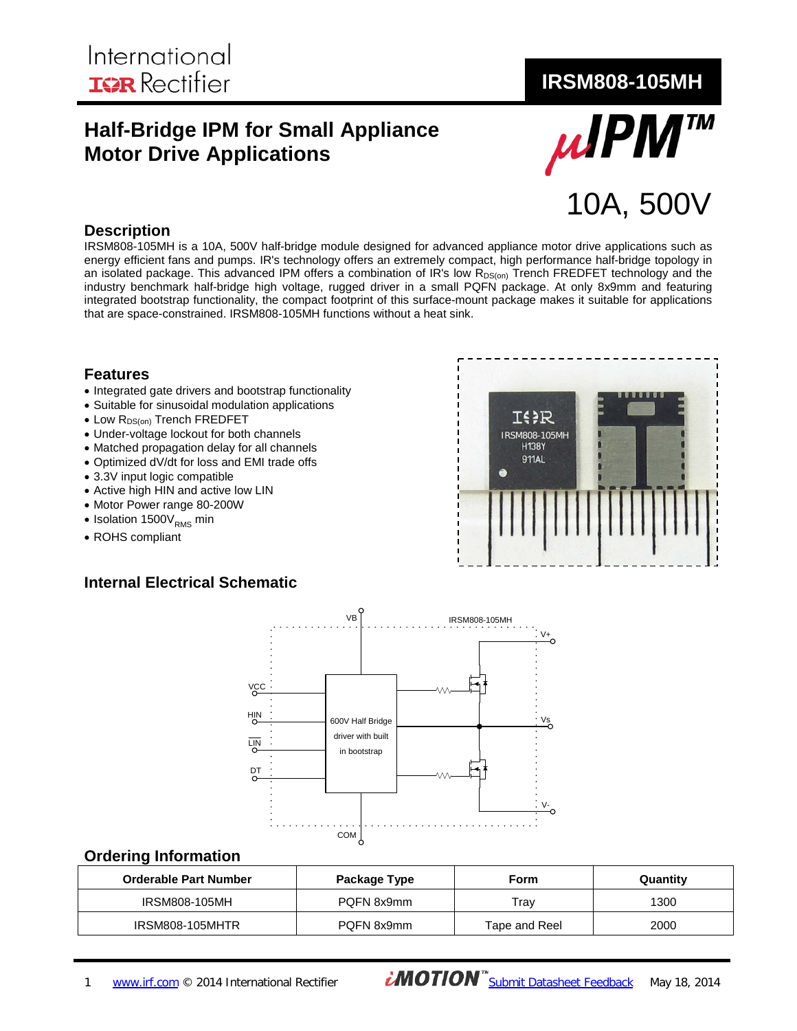International Rectifier

# IRSM808-105MH

## Half-Bridge IPM for Small Appliance Motor Drive Applications

μIPM™

10A, 500V

## Description

IRSM808-105MH is a 10A, 500V half-bridge module designed for advanced appliance motor drive applications such as energy efficient fans and pumps. IR's technology offers an extremely compact, high performance half-bridge topology in an isolated package. This advanced IPM offers a combination of IR's low $R_{DS(on)}$ Trench FREDFET technology and the industry benchmark half-bridge high voltage, rugged driver in a small PQFN package. At only 8x9mm and featuring integrated bootstrap functionality, the compact footprint of this surface-mount package makes it suitable for applications that are space-constrained. IRSM808-105MH functions without a heat sink.

## Features

- Integrated gate drivers and bootstrap functionality
- Suitable for sinusoidal modulation applications
- Low $R_{DS(on)}$ Trench FREDFET
- Under-voltage lockout for both channels
- Matched propagation delay for all channels
- Optimized dV/dt for loss and EMI trade offs
- 3.3V input logic compatible
- Active high HIN and active low LIN
- Motor Power range 80-200W
- Isolation 1500$V_{RMS}$ min
- ROHS compliant

## Internal Electrical Schematic

## Ordering Information

| Orderable Part Number | Package Type | Form | Quantity |
|---|---|---|---|
| IRSM808-105MH | PQFN 8x9mm | Tray | 1300 |
| IRSM808-105MHTR | PQFN 8x9mm | Tape and Reel | 2000 |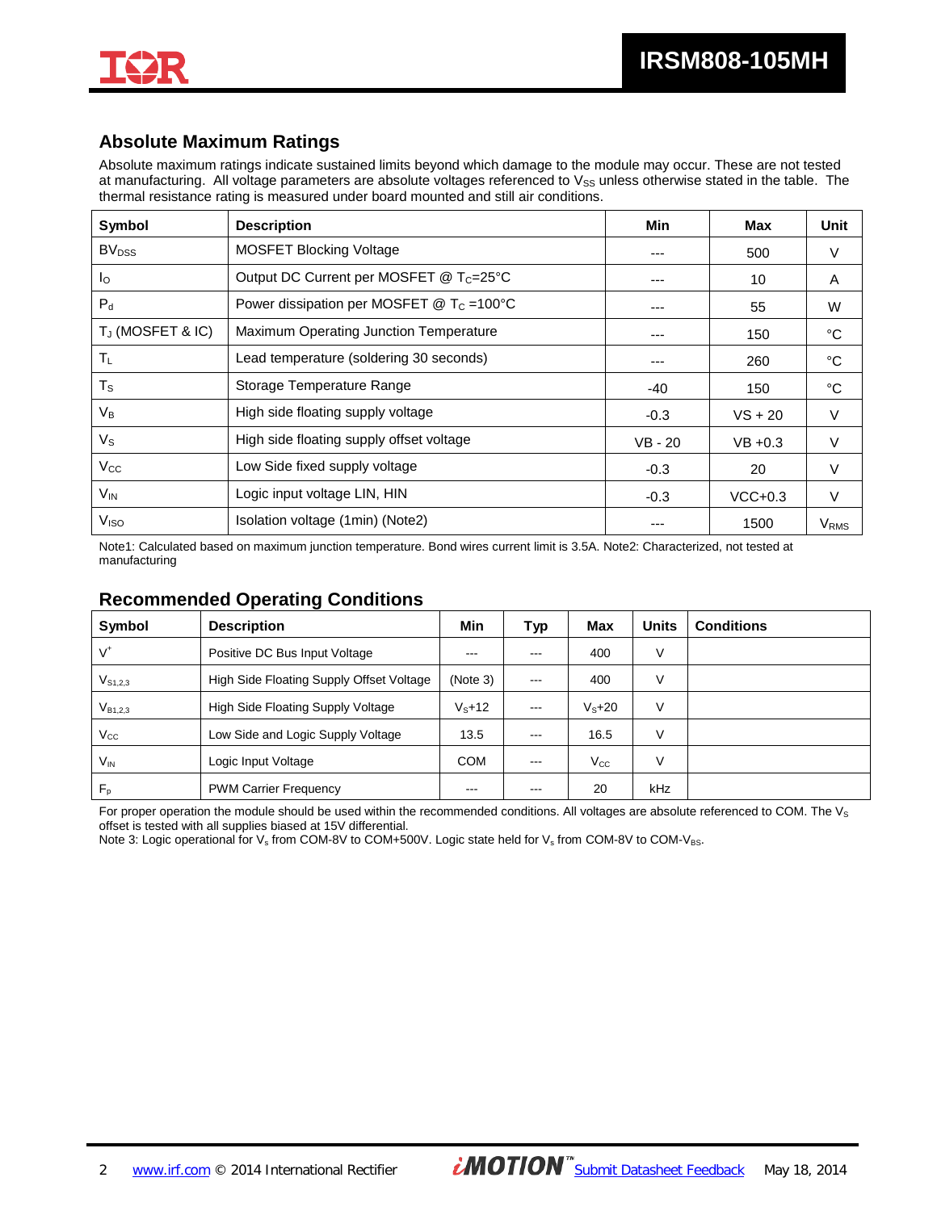## Absolute Maximum Ratings

Absolute maximum ratings indicate sustained limits beyond which damage to the module may occur. These are not tested at manufacturing. All voltage parameters are absolute voltages referenced to $V_{SS}$ unless otherwise stated in the table. The thermal resistance rating is measured under board mounted and still air conditions.

| Symbol | Description | Min | Max | Unit |
|---|---|---|---|---|
| $BV_{DSS}$ | MOSFET Blocking Voltage | --- | 500 | V |
| $I_O$ | Output DC Current per MOSFET @ $T_C$=25°C | --- | 10 | A |
| $P_d$ | Power dissipation per MOSFET @ $T_C$ =100°C | --- | 55 | W |
| $T_J$ (MOSFET & IC) | Maximum Operating Junction Temperature | --- | 150 | °C |
| $T_L$ | Lead temperature (soldering 30 seconds) | --- | 260 | °C |
| $T_S$ | Storage Temperature Range | -40 | 150 | °C |
| $V_B$ | High side floating supply voltage | -0.3 | VS + 20 | V |
| $V_S$ | High side floating supply offset voltage | VB - 20 | VB +0.3 | V |
| $V_{CC}$ | Low Side fixed supply voltage | -0.3 | 20 | V |
| $V_{IN}$ | Logic input voltage LIN, HIN | -0.3 | VCC+0.3 | V |
| $V_{ISO}$ | Isolation voltage (1min) (Note2) | --- | 1500 | $V_{RMS}$ |

Note1: Calculated based on maximum junction temperature. Bond wires current limit is 3.5A. Note2: Characterized, not tested at manufacturing

## Recommended Operating Conditions

| Symbol | Description | Min | Typ | Max | Units | Conditions |
|---|---|---|---|---|---|---|
| $V^+$ | Positive DC Bus Input Voltage | --- | --- | 400 | V | |
| $V_{S1,2,3}$ | High Side Floating Supply Offset Voltage | (Note 3) | --- | 400 | V | |
| $V_{B1,2,3}$ | High Side Floating Supply Voltage | $V_S$+12 | --- | $V_S$+20 | V | |
| $V_{CC}$ | Low Side and Logic Supply Voltage | 13.5 | --- | 16.5 | V | |
| $V_{IN}$ | Logic Input Voltage | COM | --- | $V_{CC}$ | V | |
| $F_p$ | PWM Carrier Frequency | --- | --- | 20 | kHz | |

For proper operation the module should be used within the recommended conditions. All voltages are absolute referenced to COM. The $V_S$ offset is tested with all supplies biased at 15V differential.
Note 3: Logic operational for $V_s$ from COM-8V to COM+500V. Logic state held for $V_s$ from COM-8V to COM-$V_{BS}$.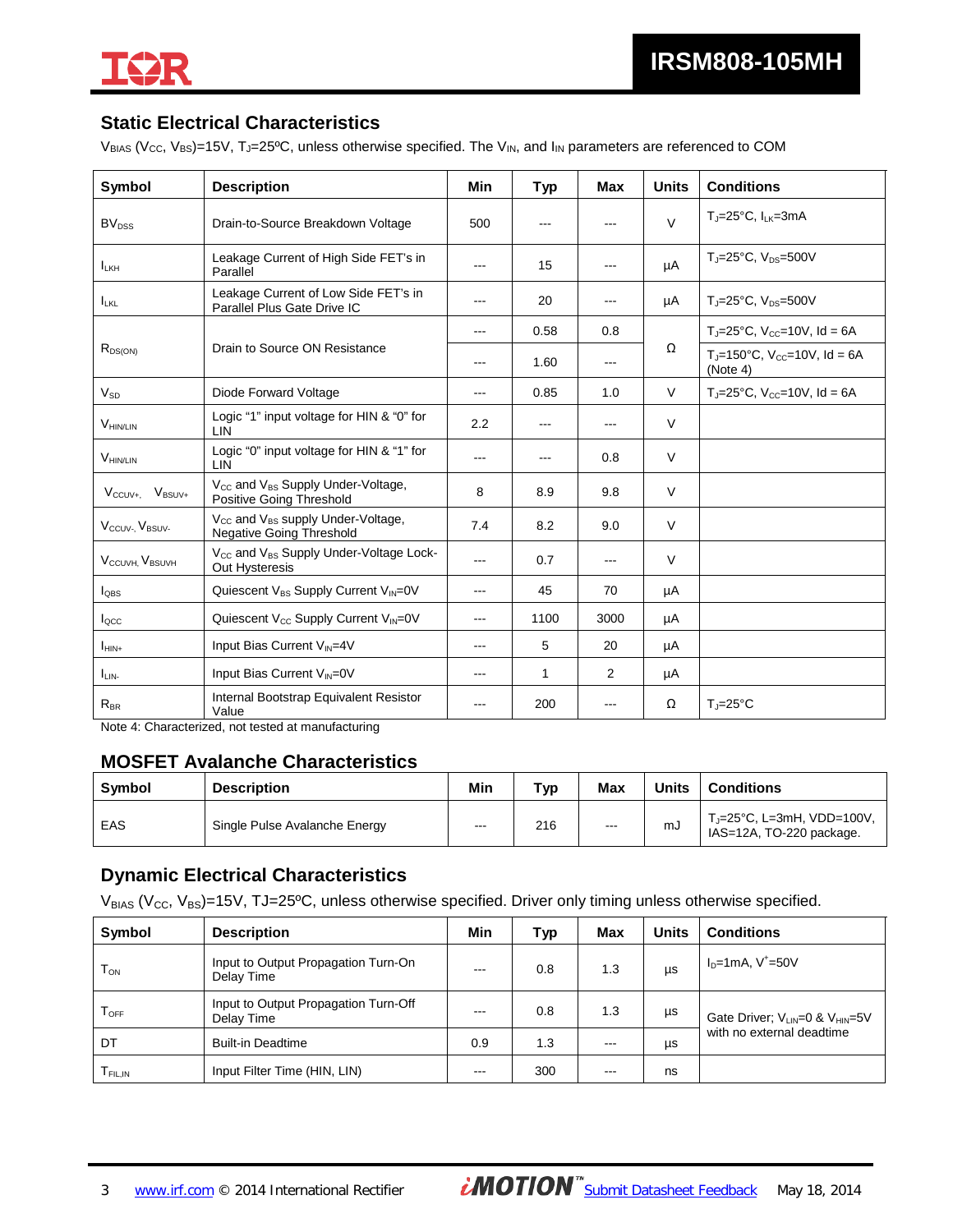## Static Electrical Characteristics

$V_{BIAS}$ ($V_{CC}$, $V_{BS}$)=15V, $T_J$=25ºC, unless otherwise specified. The $V_{IN}$, and $I_{IN}$ parameters are referenced to COM

| Symbol | Description | Min | Typ | Max | Units | Conditions |
|---|---|---|---|---|---|---|
| $BV_{DSS}$ | Drain-to-Source Breakdown Voltage | 500 | --- | --- | V | $T_J$=25°C, $I_{LK}$=3mA |
| $I_{LKH}$ | Leakage Current of High Side FET's in Parallel | --- | 15 | --- | µA | $T_J$=25°C, $V_{DS}$=500V |
| $I_{LKL}$ | Leakage Current of Low Side FET's in Parallel Plus Gate Drive IC | --- | 20 | --- | µA | $T_J$=25°C, $V_{DS}$=500V |
| $R_{DS(ON)}$ | Drain to Source ON Resistance | --- | 0.58 | 0.8 | Ω | $T_J$=25°C, $V_{CC}$=10V, Id = 6A |
| | | --- | 1.60 | --- | | $T_J$=150°C, $V_{CC}$=10V, Id = 6A (Note 4) |
| $V_{SD}$ | Diode Forward Voltage | --- | 0.85 | 1.0 | V | $T_J$=25°C, $V_{CC}$=10V, Id = 6A |
| $V_{HIN/LIN}$ | Logic "1" input voltage for HIN & "0" for LIN | 2.2 | --- | --- | V | |
| $V_{HIN/LIN}$ | Logic "0" input voltage for HIN & "1" for LIN | --- | --- | 0.8 | V | |
| $V_{CCUV+}$, $V_{BSUV+}$ | $V_{CC}$ and $V_{BS}$ Supply Under-Voltage, Positive Going Threshold | 8 | 8.9 | 9.8 | V | |
| $V_{CCUV-}$, $V_{BSUV-}$ | $V_{CC}$ and $V_{BS}$ supply Under-Voltage, Negative Going Threshold | 7.4 | 8.2 | 9.0 | V | |
| $V_{CCUVH}$, $V_{BSUVH}$ | $V_{CC}$ and $V_{BS}$ Supply Under-Voltage Lock-Out Hysteresis | --- | 0.7 | --- | V | |
| $I_{QBS}$ | Quiescent $V_{BS}$ Supply Current $V_{IN}$=0V | --- | 45 | 70 | µA | |
| $I_{QCC}$ | Quiescent $V_{CC}$ Supply Current $V_{IN}$=0V | --- | 1100 | 3000 | µA | |
| $I_{HIN+}$ | Input Bias Current $V_{IN}$=4V | --- | 5 | 20 | µA | |
| $I_{LIN-}$ | Input Bias Current $V_{IN}$=0V | --- | 1 | 2 | µA | |
| $R_{BR}$ | Internal Bootstrap Equivalent Resistor Value | --- | 200 | --- | Ω | $T_J$=25°C |

Note 4: Characterized, not tested at manufacturing

## MOSFET Avalanche Characteristics

| Symbol | Description | Min | Typ | Max | Units | Conditions |
|---|---|---|---|---|---|---|
| EAS | Single Pulse Avalanche Energy | --- | 216 | --- | mJ | $T_J$=25°C, L=3mH, VDD=100V, IAS=12A, TO-220 package. |

## Dynamic Electrical Characteristics

$V_{BIAS}$ ($V_{CC}$, $V_{BS}$)=15V, TJ=25ºC, unless otherwise specified. Driver only timing unless otherwise specified.

| Symbol | Description | Min | Typ | Max | Units | Conditions |
|---|---|---|---|---|---|---|
| $T_{ON}$ | Input to Output Propagation Turn-On Delay Time | --- | 0.8 | 1.3 | µs | $I_D$=1mA, $V^+$=50V |
| $T_{OFF}$ | Input to Output Propagation Turn-Off Delay Time | --- | 0.8 | 1.3 | µs | Gate Driver; $V_{LIN}$=0 & $V_{HIN}$=5V with no external deadtime |
| DT | Built-in Deadtime | 0.9 | 1.3 | --- | µs | |
| $T_{FIL,IN}$ | Input Filter Time (HIN, LIN) | --- | 300 | --- | ns | |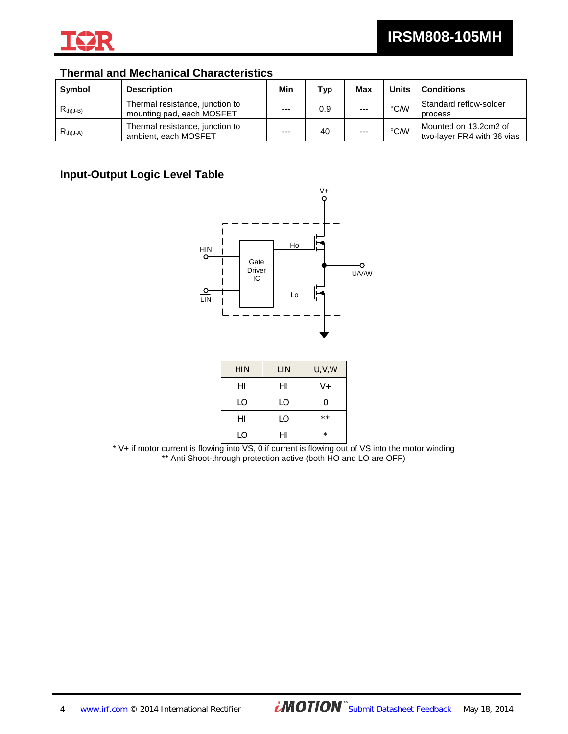## Thermal and Mechanical Characteristics

| Symbol | Description | Min | Typ | Max | Units | Conditions |
|---|---|---|---|---|---|---|
| $R_{th(J-B)}$ | Thermal resistance, junction to mounting pad, each MOSFET | --- | 0.9 | --- | °C/W | Standard reflow-solder process |
| $R_{th(J-A)}$ | Thermal resistance, junction to ambient, each MOSFET | --- | 40 | --- | °C/W | Mounted on 13.2cm2 of two-layer FR4 with 36 vias |

## Input-Output Logic Level Table

| HIN | LIN | U,V,W |
|---|---|---|
| HI | HI | V+ |
| LO | LO | 0 |
| HI | LO | ** |
| LO | HI | * |

\* V+ if motor current is flowing into VS, 0 if current is flowing out of VS into the motor winding

\*\* Anti Shoot-through protection active (both HO and LO are OFF)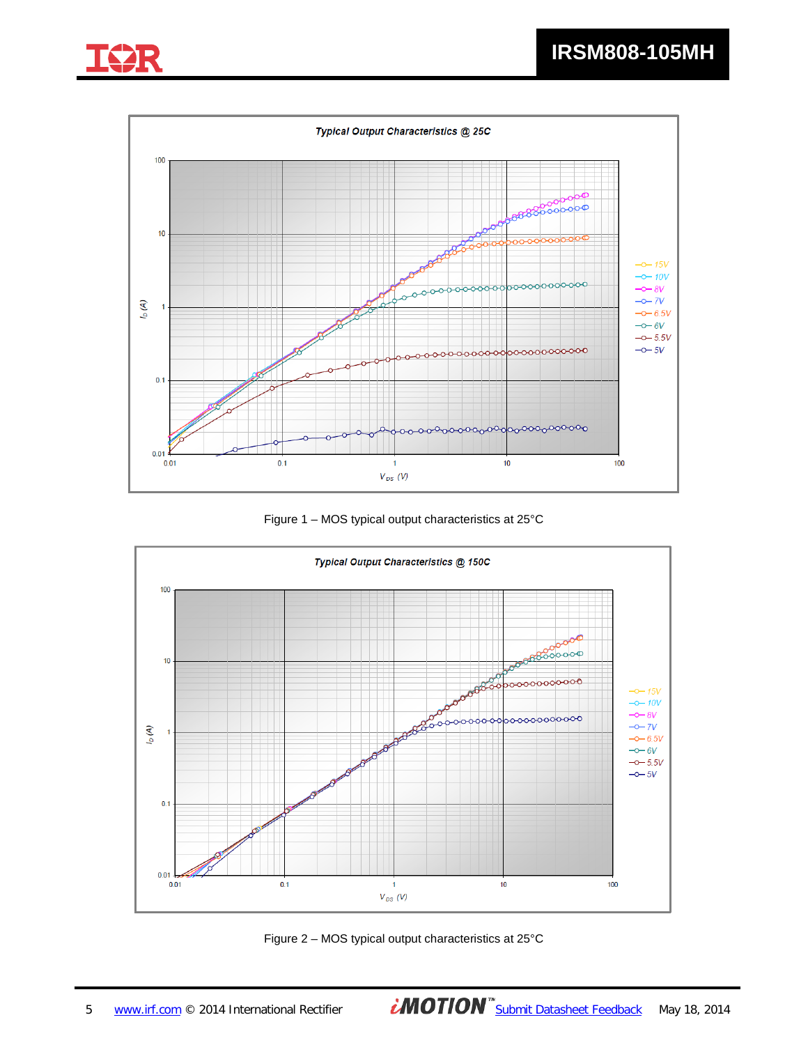Typical Output Characteristics @ 25C

Figure 1 – MOS typical output characteristics at 25°C

Typical Output Characteristics @ 150C

Figure 2 – MOS typical output characteristics at 25°C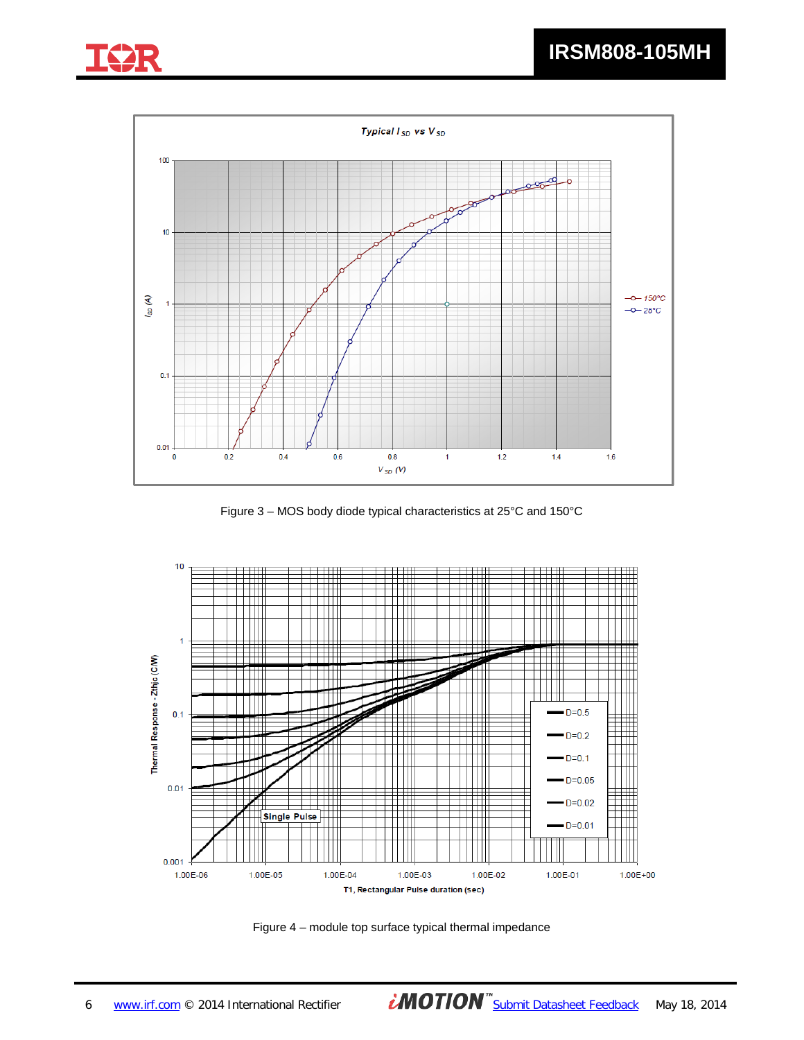Figure 3 – MOS body diode typical characteristics at 25°C and 150°C

Figure 4 – module top surface typical thermal impedance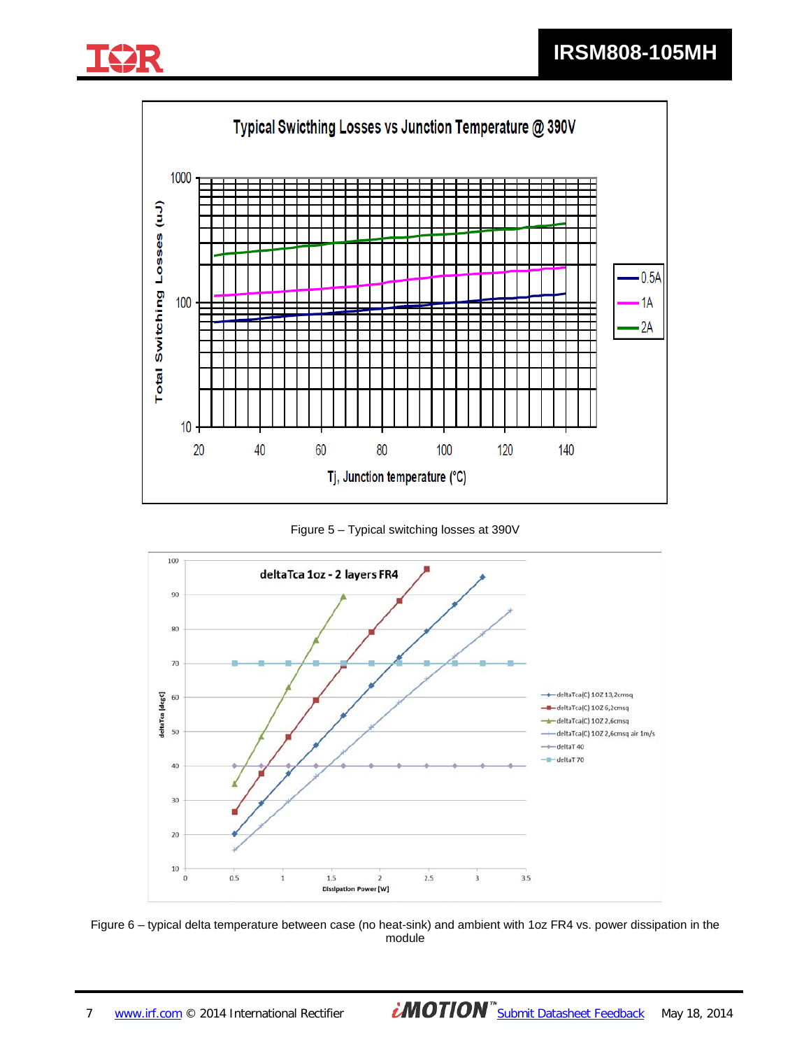Figure 5 – Typical switching losses at 390V

Figure 6 – typical delta temperature between case (no heat-sink) and ambient with 1oz FR4 vs. power dissipation in the module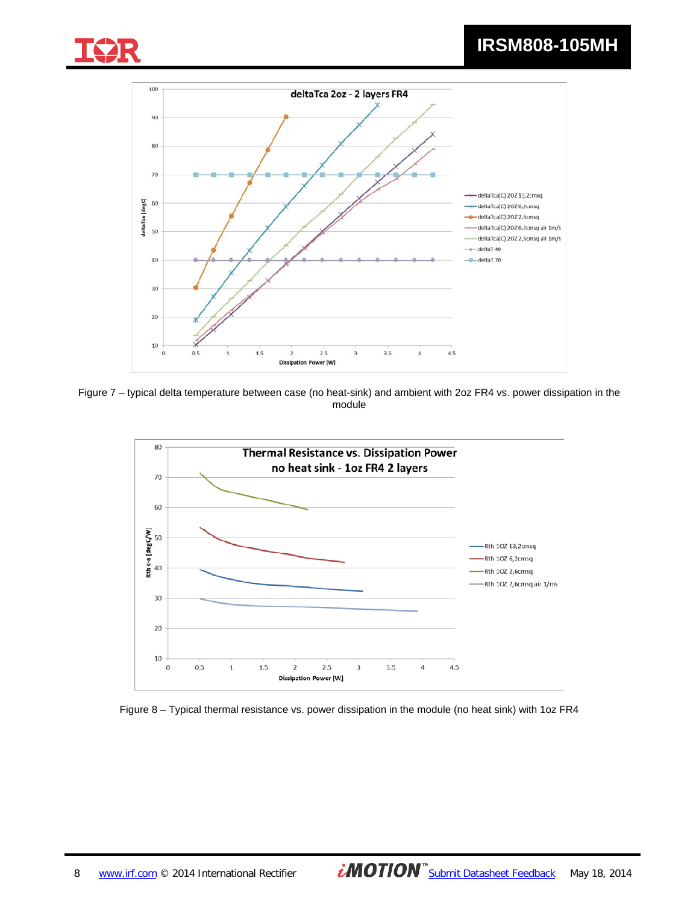Figure 7 – typical delta temperature between case (no heat-sink) and ambient with 2oz FR4 vs. power dissipation in the module

Figure 8 – Typical thermal resistance vs. power dissipation in the module (no heat sink) with 1oz FR4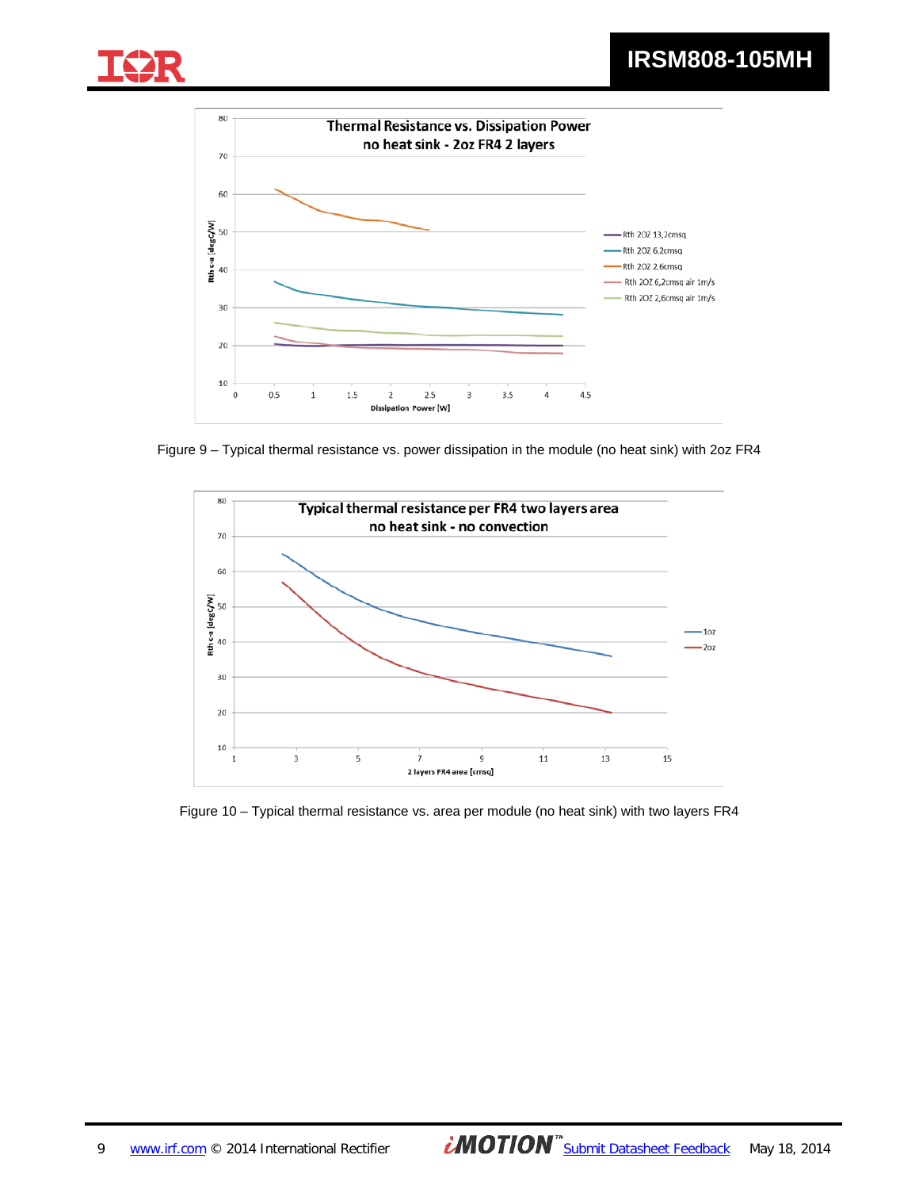Figure 9 – Typical thermal resistance vs. power dissipation in the module (no heat sink) with 2oz FR4

Figure 10 – Typical thermal resistance vs. area per module (no heat sink) with two layers FR4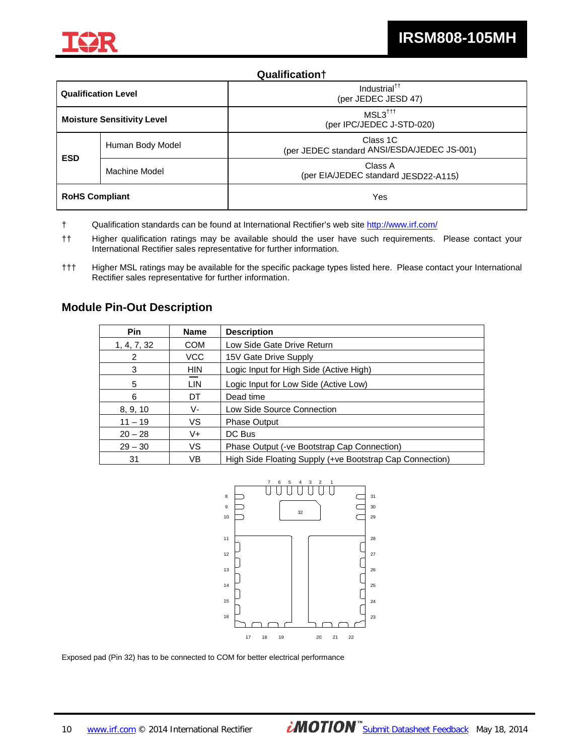## Qualification†

| Qualification Level | | Industrial†† (per JEDEC JESD 47) |
|---|---|---|
| Moisture Sensitivity Level | | MSL3††† (per IPC/JEDEC J-STD-020) |
| ESD | Human Body Model | Class 1C (per JEDEC standard ANSI/ESDA/JEDEC JS-001) |
| | Machine Model | Class A (per EIA/JEDEC standard JESD22-A115) |
| RoHS Compliant | | Yes |

† Qualification standards can be found at International Rectifier's web site http://www.irf.com/

†† Higher qualification ratings may be available should the user have such requirements. Please contact your International Rectifier sales representative for further information.

††† Higher MSL ratings may be available for the specific package types listed here. Please contact your International Rectifier sales representative for further information.

## Module Pin-Out Description

| Pin | Name | Description |
|---|---|---|
| 1, 4, 7, 32 | COM | Low Side Gate Drive Return |
| 2 | VCC | 15V Gate Drive Supply |
| 3 | HIN | Logic Input for High Side (Active High) |
| 5 | $\overline{\text{LIN}}$ | Logic Input for Low Side (Active Low) |
| 6 | DT | Dead time |
| 8, 9, 10 | V- | Low Side Source Connection |
| 11 – 19 | VS | Phase Output |
| 20 – 28 | V+ | DC Bus |
| 29 – 30 | VS | Phase Output (-ve Bootstrap Cap Connection) |
| 31 | VB | High Side Floating Supply (+ve Bootstrap Cap Connection) |

Exposed pad (Pin 32) has to be connected to COM for better electrical performance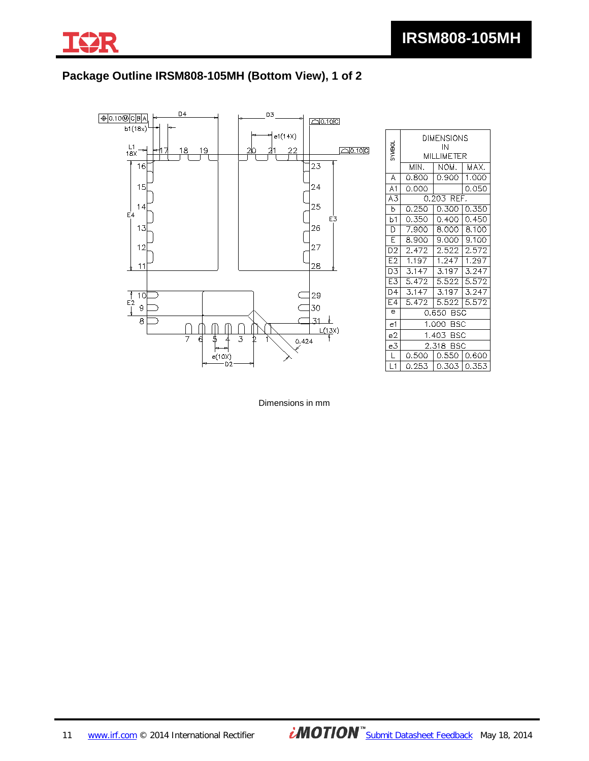## Package Outline IRSM808-105MH (Bottom View), 1 of 2

| SYMBOL | DIMENSIONS IN MILLIMETER | | |
|---|---|---|---|
| | MIN. | NOM. | MAX. |
| A | 0.800 | 0.900 | 1.000 |
| A1 | 0.000 | | 0.050 |
| A3 | 0.203 REF. | | |
| b | 0.250 | 0.300 | 0.350 |
| b1 | 0.350 | 0.400 | 0.450 |
| D | 7.900 | 8.000 | 8.100 |
| E | 8.900 | 9.000 | 9.100 |
| D2 | 2.472 | 2.522 | 2.572 |
| E2 | 1.197 | 1.247 | 1.297 |
| D3 | 3.147 | 3.197 | 3.247 |
| E3 | 5.472 | 5.522 | 5.572 |
| D4 | 3.147 | 3.197 | 3.247 |
| E4 | 5.472 | 5.522 | 5.572 |
| e | 0.650 BSC | | |
| e1 | 1.000 BSC | | |
| e2 | 1.403 BSC | | |
| e3 | 2.318 BSC | | |
| L | 0.500 | 0.550 | 0.600 |
| L1 | 0.253 | 0.303 | 0.353 |

Dimensions in mm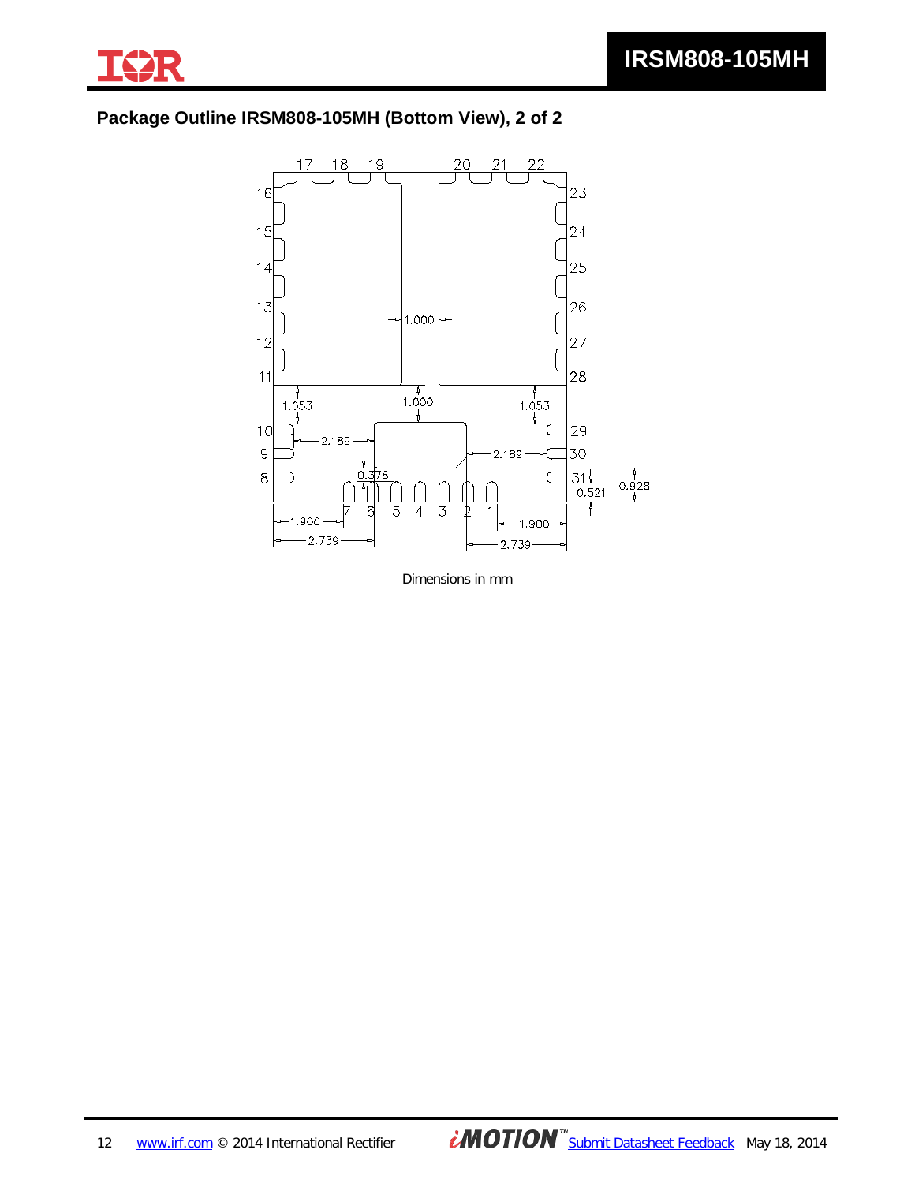## Package Outline IRSM808-105MH (Bottom View), 2 of 2

Dimensions in mm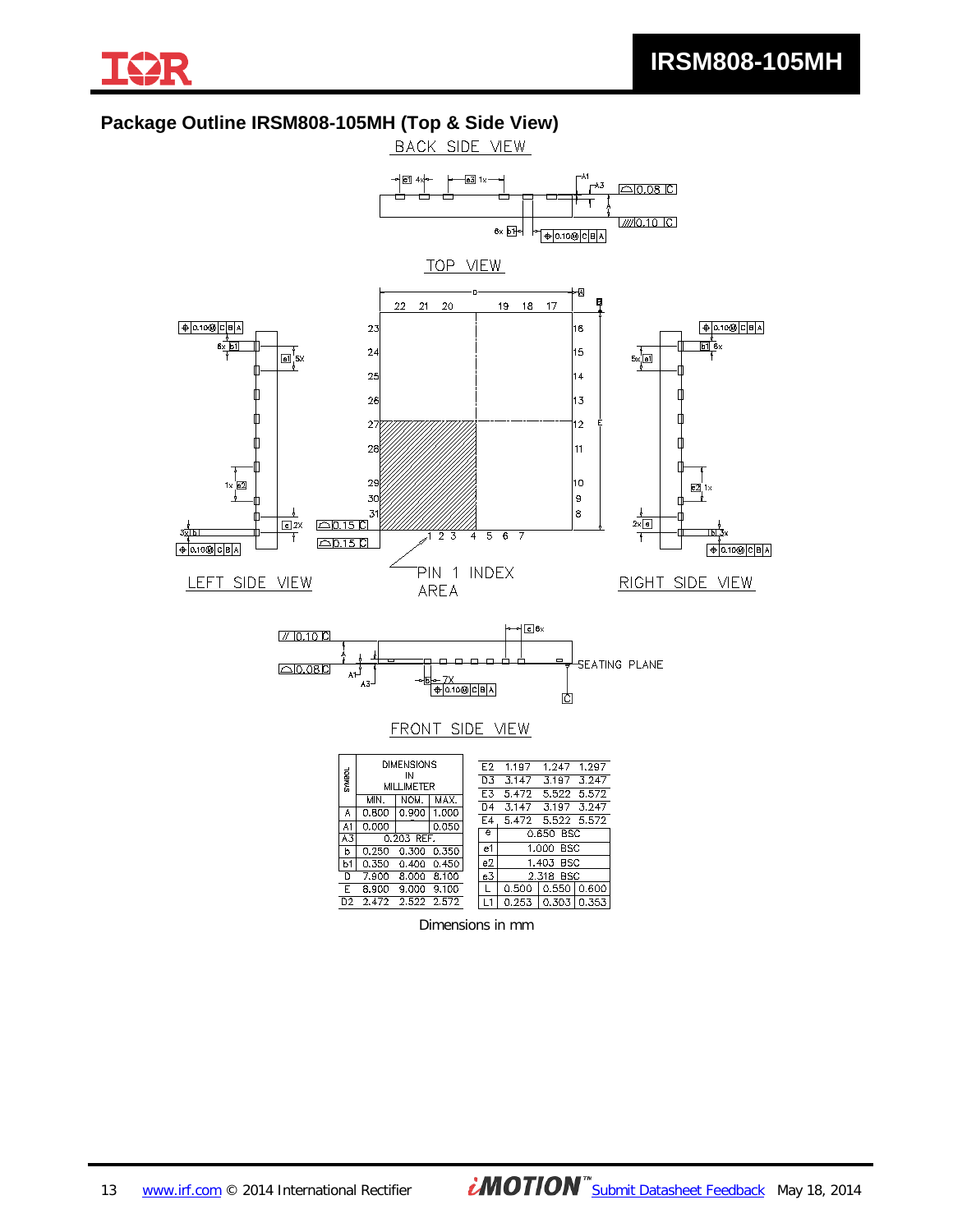## Package Outline IRSM808-105MH (Top & Side View)

BACK SIDE VIEW

TOP VIEW

LEFT SIDE VIEW

RIGHT SIDE VIEW

PIN 1 INDEX AREA

FRONT SIDE VIEW

SEATING PLANE

| SYMBOL | DIMENSIONS IN MILLIMETER | | |
|---|---|---|---|
| | MIN. | NOM. | MAX. |
| A | 0.800 | 0.900 | 1.000 |
| A1 | 0.000 | - | 0.050 |
| A3 | 0.203 REF. | | |
| b | 0.250 | 0.300 | 0.350 |
| b1 | 0.350 | 0.400 | 0.450 |
| D | 7.900 | 8.000 | 8.100 |
| E | 8.900 | 9.000 | 9.100 |
| D2 | 2.472 | 2.522 | 2.572 |
| E2 | 1.197 | 1.247 | 1.297 |
| D3 | 3.147 | 3.197 | 3.247 |
| E3 | 5.472 | 5.522 | 5.572 |
| D4 | 3.147 | 3.197 | 3.247 |
| E4 | 5.472 | 5.522 | 5.572 |
| e | 0.650 BSC | | |
| e1 | 1.000 BSC | | |
| e2 | 1.403 BSC | | |
| e3 | 2.318 BSC | | |
| L | 0.500 | 0.550 | 0.600 |
| L1 | 0.253 | 0.303 | 0.353 |

Dimensions in mm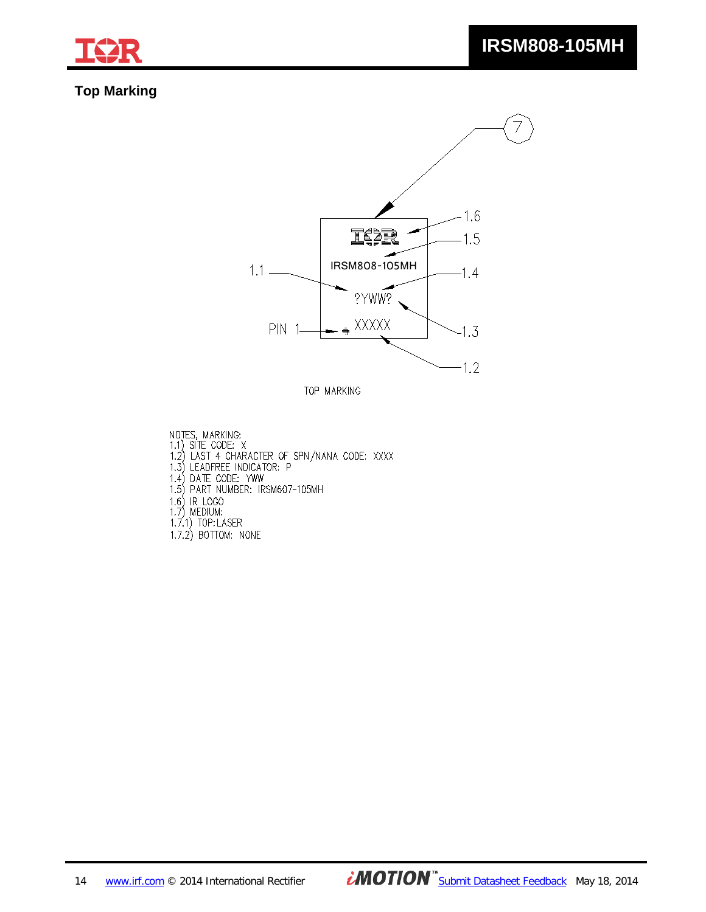## Top Marking

IRSM808-105MH

?YWW?

PIN 1

XXXXX

TOP MARKING

NOTES, MARKING:
1.1) SITE CODE: X
1.2) LAST 4 CHARACTER OF SPN/NANA CODE: XXXX
1.3) LEADFREE INDICATOR: P
1.4) DATE CODE: YWW
1.5) PART NUMBER: IRSM607-105MH
1.6) IR LOGO
1.7) MEDIUM:
1.7.1) TOP:LASER
1.7.2) BOTTOM: NONE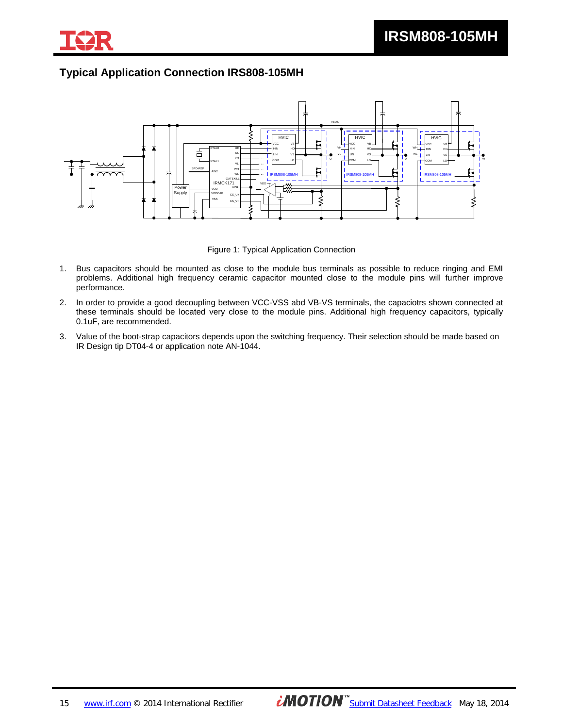## Typical Application Connection IRS808-105MH

Figure 1: Typical Application Connection

1. Bus capacitors should be mounted as close to the module bus terminals as possible to reduce ringing and EMI problems. Additional high frequency ceramic capacitor mounted close to the module pins will further improve performance.
2. In order to provide a good decoupling between VCC-VSS abd VB-VS terminals, the capaciotrs shown connected at these terminals should be located very close to the module pins. Additional high frequency capacitors, typically 0.1uF, are recommended.
3. Value of the boot-strap capacitors depends upon the switching frequency. Their selection should be made based on IR Design tip DT04-4 or application note AN-1044.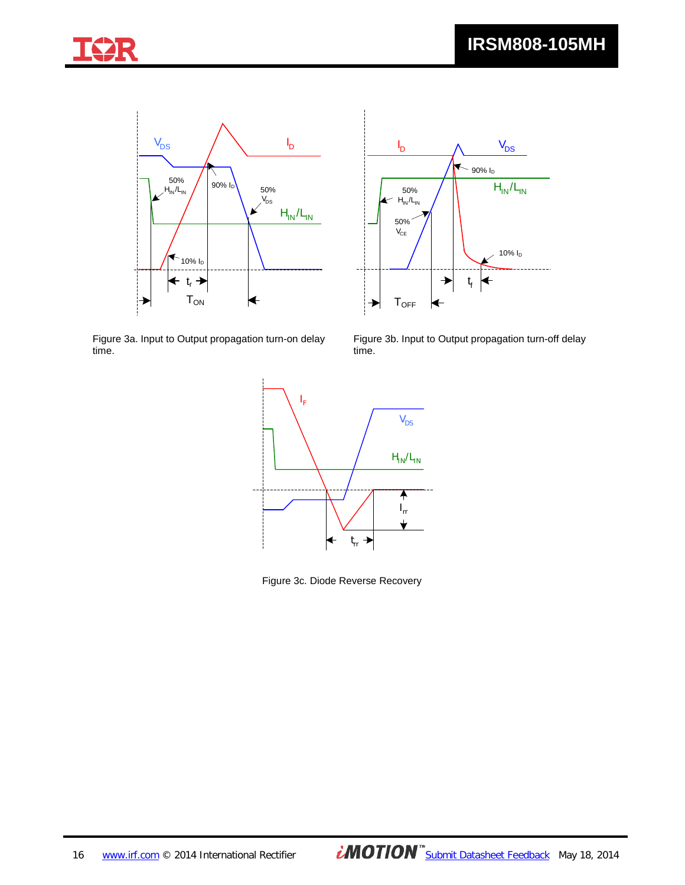Figure 3a. Input to Output propagation turn-on delay time.

Figure 3b. Input to Output propagation turn-off delay time.

Figure 3c. Diode Reverse Recovery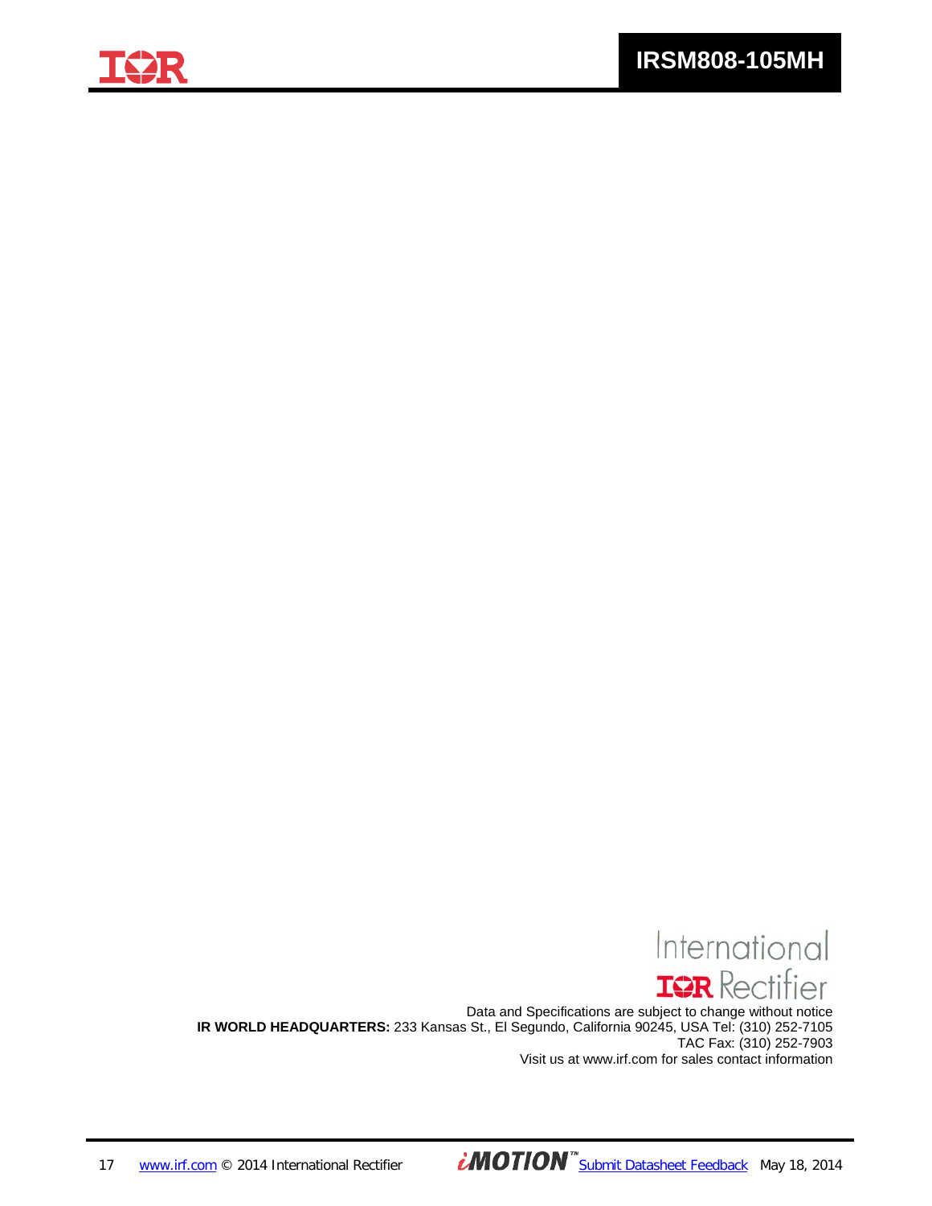International
IOR Rectifier

Data and Specifications are subject to change without notice

**IR WORLD HEADQUARTERS:** 233 Kansas St., El Segundo, California 90245, USA Tel: (310) 252-7105

TAC Fax: (310) 252-7903

Visit us at www.irf.com for sales contact information